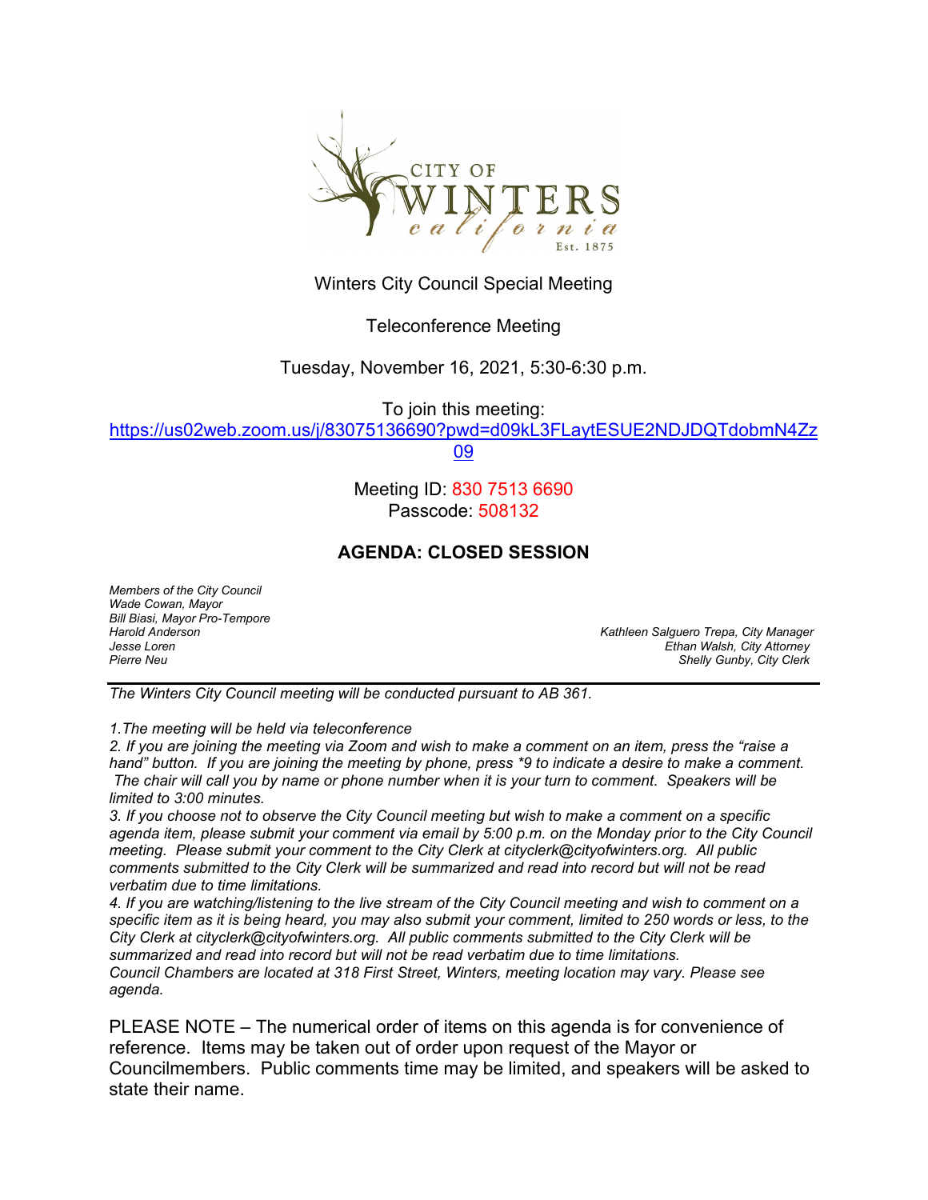CITY OF WINTERS california Est. 1875

Winters City Council Special Meeting

Teleconference Meeting

Tuesday, November 16, 2021, 5:30-6:30 p.m.

To join this meeting:
[https://us02web.zoom.us/j/83075136690?pwd=d09kL3FLaytESUE2NDJDQTdobmN4Zz09](https://us02web.zoom.us/j/83075136690?pwd=d09kL3FLaytESUE2NDJDQTdobmN4Zz09)

Meeting ID: 830 7513 6690
Passcode: 508132

## AGENDA: CLOSED SESSION

*Members of the City Council*
*Wade Cowan, Mayor*
*Bill Biasi, Mayor Pro-Tempore*
*Harold Anderson*
*Jesse Loren*
*Pierre Neu*

*Kathleen Salguero Trepa, City Manager*
*Ethan Walsh, City Attorney*
*Shelly Gunby, City Clerk*

---

*The Winters City Council meeting will be conducted pursuant to AB 361.*

*1.The meeting will be held via teleconference*
*2. If you are joining the meeting via Zoom and wish to make a comment on an item, press the "raise a hand" button. If you are joining the meeting by phone, press *9 to indicate a desire to make a comment. The chair will call you by name or phone number when it is your turn to comment. Speakers will be limited to 3:00 minutes.*
*3. If you choose not to observe the City Council meeting but wish to make a comment on a specific agenda item, please submit your comment via email by 5:00 p.m. on the Monday prior to the City Council meeting. Please submit your comment to the City Clerk at cityclerk@cityofwinters.org. All public comments submitted to the City Clerk will be summarized and read into record but will not be read verbatim due to time limitations.*
*4. If you are watching/listening to the live stream of the City Council meeting and wish to comment on a specific item as it is being heard, you may also submit your comment, limited to 250 words or less, to the City Clerk at cityclerk@cityofwinters.org. All public comments submitted to the City Clerk will be summarized and read into record but will not be read verbatim due to time limitations.*
*Council Chambers are located at 318 First Street, Winters, meeting location may vary. Please see agenda.*

PLEASE NOTE – The numerical order of items on this agenda is for convenience of reference. Items may be taken out of order upon request of the Mayor or Councilmembers. Public comments time may be limited, and speakers will be asked to state their name.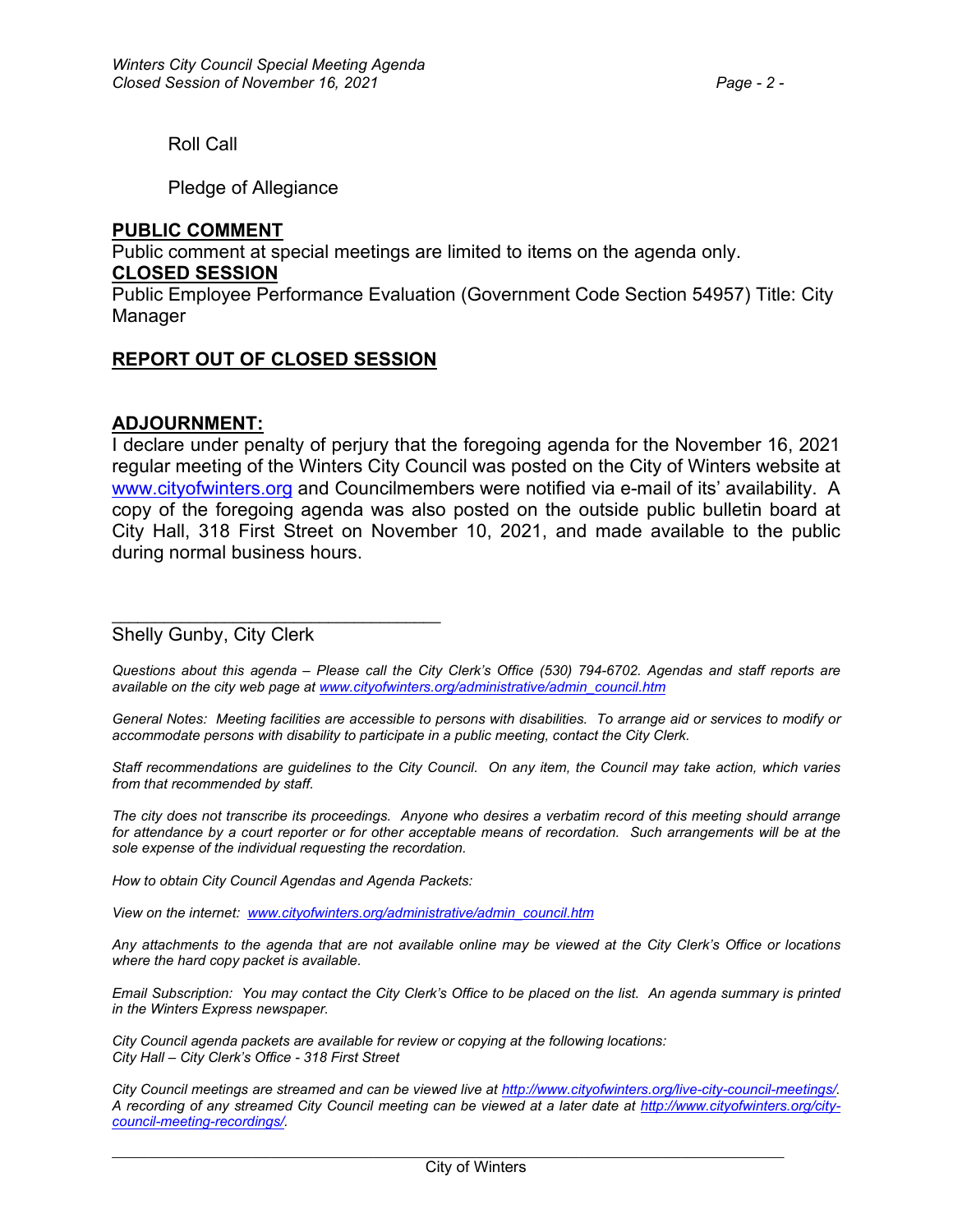Roll Call

Pledge of Allegiance

## PUBLIC COMMENT

Public comment at special meetings are limited to items on the agenda only.

## CLOSED SESSION

Public Employee Performance Evaluation (Government Code Section 54957) Title: City Manager

## REPORT OUT OF CLOSED SESSION

## ADJOURNMENT:

I declare under penalty of perjury that the foregoing agenda for the November 16, 2021 regular meeting of the Winters City Council was posted on the City of Winters website at www.cityofwinters.org and Councilmembers were notified via e-mail of its' availability. A copy of the foregoing agenda was also posted on the outside public bulletin board at City Hall, 318 First Street on November 10, 2021, and made available to the public during normal business hours.

\_\_\_\_\_\_\_\_\_\_\_\_\_\_\_\_\_\_\_\_\_\_\_\_\_\_\_\_\_\_\_\_\_\_

Shelly Gunby, City Clerk

*Questions about this agenda – Please call the City Clerk's Office (530) 794-6702. Agendas and staff reports are available on the city web page at www.cityofwinters.org/administrative/admin_council.htm*

*General Notes: Meeting facilities are accessible to persons with disabilities. To arrange aid or services to modify or accommodate persons with disability to participate in a public meeting, contact the City Clerk.*

*Staff recommendations are guidelines to the City Council. On any item, the Council may take action, which varies from that recommended by staff.*

*The city does not transcribe its proceedings. Anyone who desires a verbatim record of this meeting should arrange for attendance by a court reporter or for other acceptable means of recordation. Such arrangements will be at the sole expense of the individual requesting the recordation.*

*How to obtain City Council Agendas and Agenda Packets:*

*View on the internet: www.cityofwinters.org/administrative/admin_council.htm*

*Any attachments to the agenda that are not available online may be viewed at the City Clerk's Office or locations where the hard copy packet is available.*

*Email Subscription: You may contact the City Clerk's Office to be placed on the list. An agenda summary is printed in the Winters Express newspaper.*

*City Council agenda packets are available for review or copying at the following locations:*
*City Hall – City Clerk's Office - 318 First Street*

*City Council meetings are streamed and can be viewed live at http://www.cityofwinters.org/live-city-council-meetings/. A recording of any streamed City Council meeting can be viewed at a later date at http://www.cityofwinters.org/city-council-meeting-recordings/.*